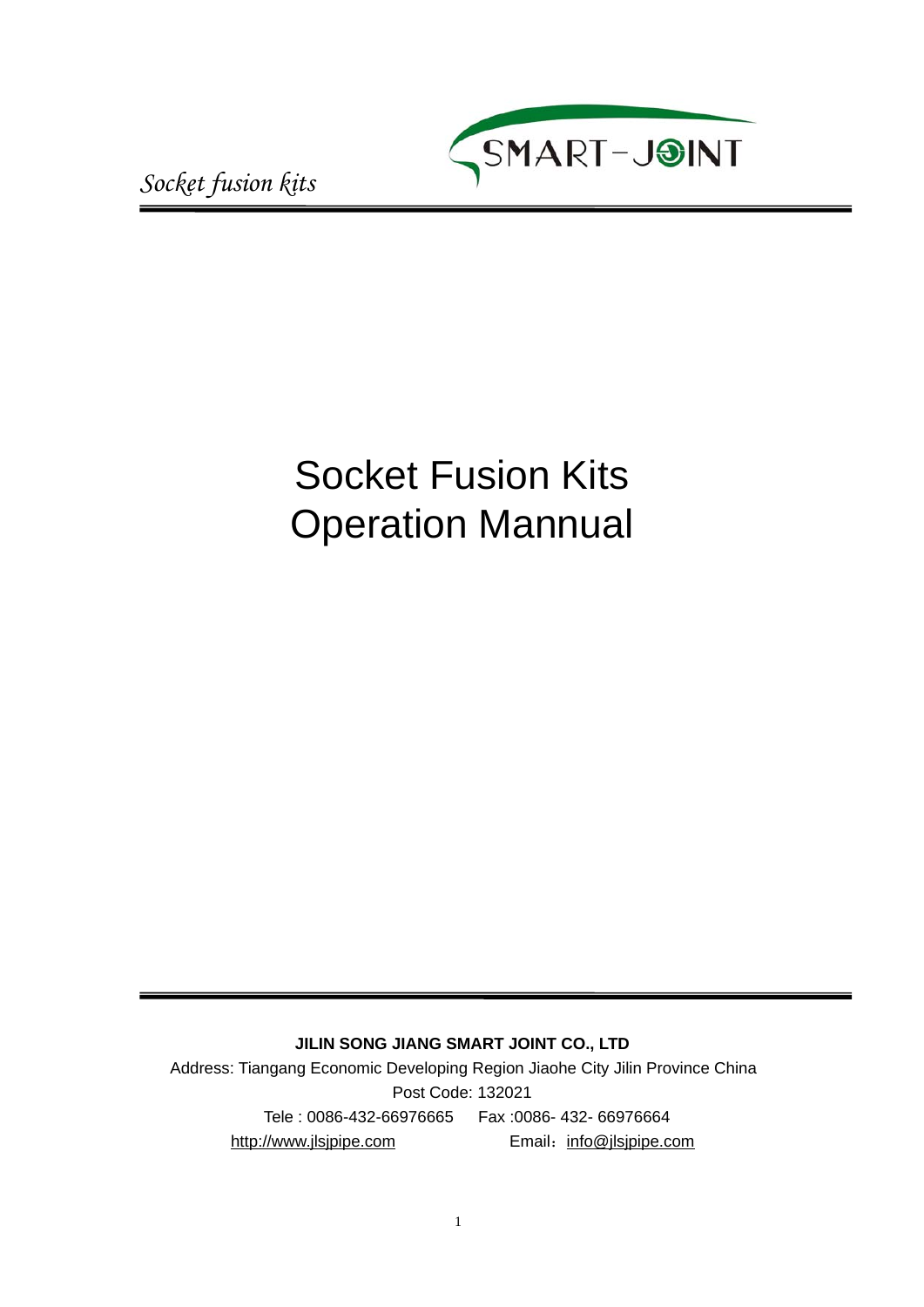# Socket Fusion Kits Operation Mannual

**JILIN SONG JIANG SMART JOINT CO., LTD**

Address: Tiangang Economic Developing Region Jiaohe City Jilin Province China

Post Code: 132021

Tele : 0086-432-66976665 Fax :0086- 432- 66976664

http://www.jlsjpipe.com Email：info@jlsjpipe.com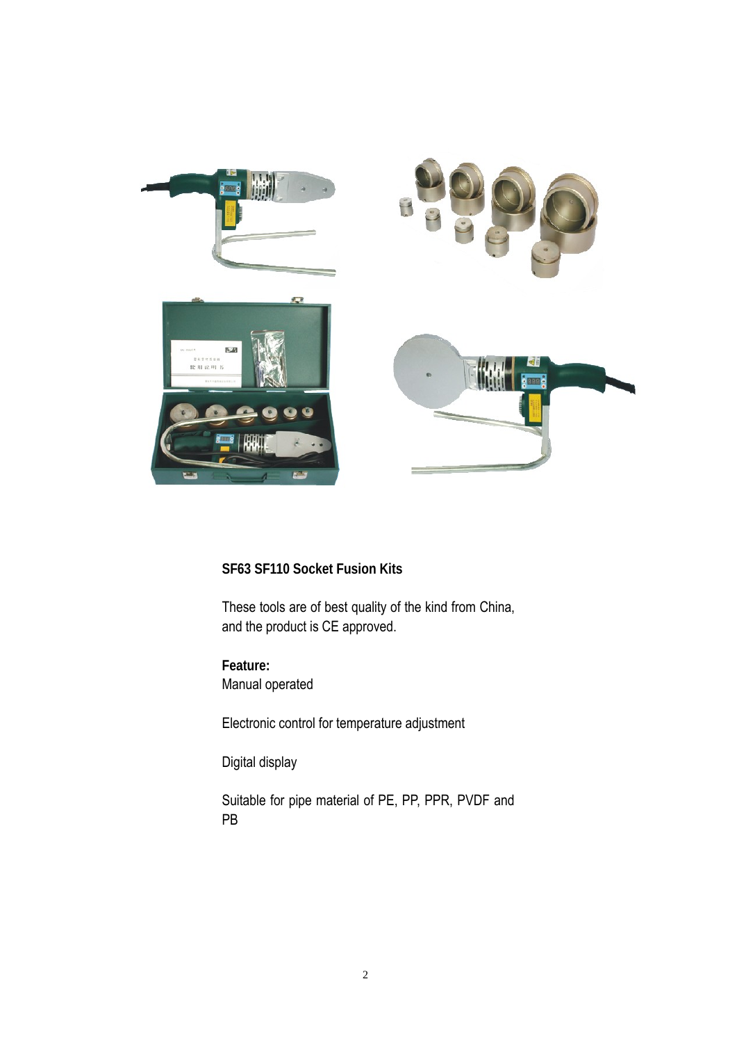**SF63 SF110 Socket Fusion Kits**

These tools are of best quality of the kind from China, and the product is CE approved.

**Feature:**

Manual operated

Electronic control for temperature adjustment

Digital display

Suitable for pipe material of PE, PP, PPR, PVDF and PB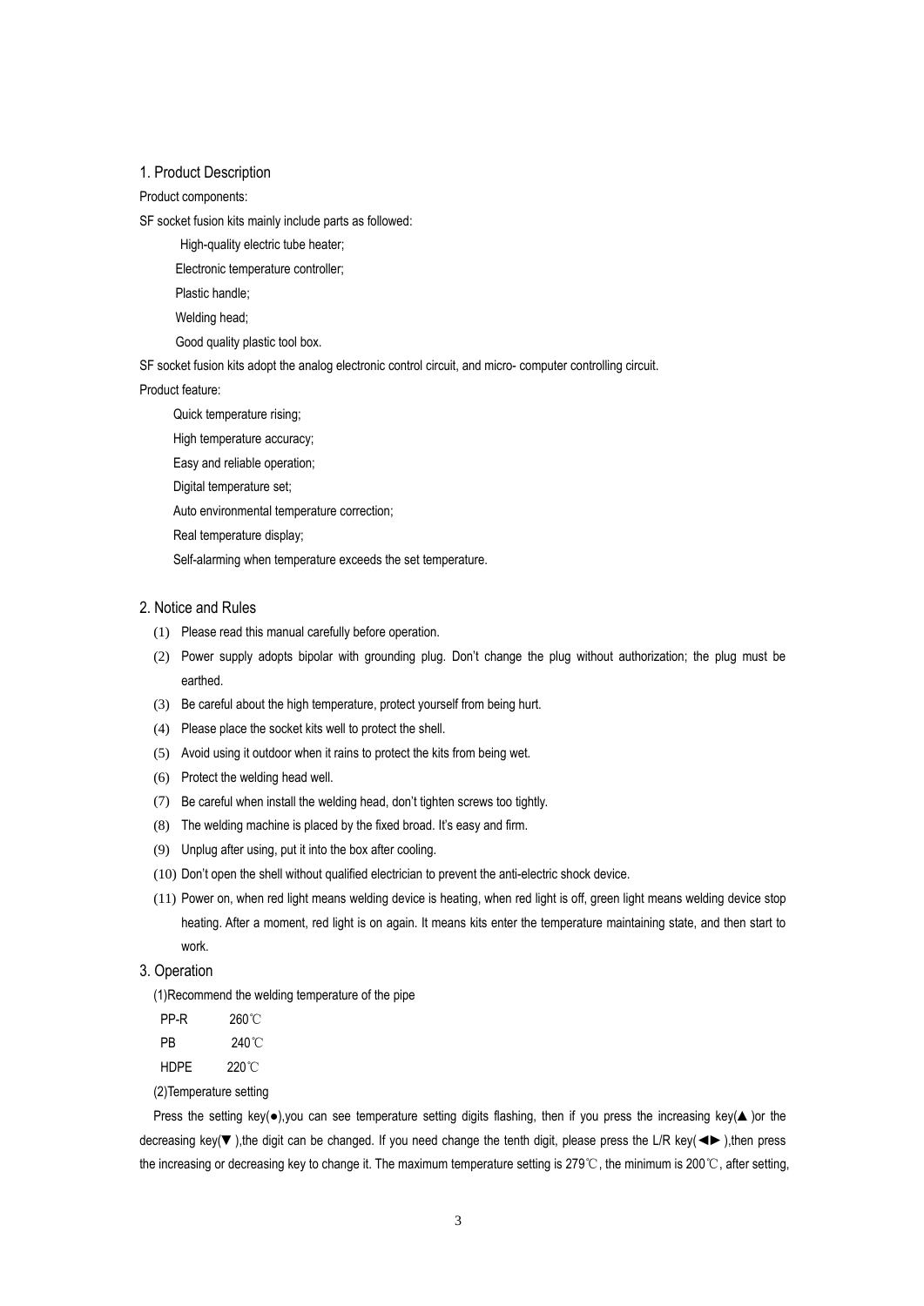## 1. Product Description

Product components:

SF socket fusion kits mainly include parts as followed:

- High-quality electric tube heater;
- Electronic temperature controller;
- Plastic handle;
- Welding head;
- Good quality plastic tool box.

SF socket fusion kits adopt the analog electronic control circuit, and micro- computer controlling circuit.

Product feature:

- Quick temperature rising;
- High temperature accuracy;
- Easy and reliable operation;
- Digital temperature set;
- Auto environmental temperature correction;
- Real temperature display;
- Self-alarming when temperature exceeds the set temperature.

## 2. Notice and Rules

(1) Please read this manual carefully before operation.

(2) Power supply adopts bipolar with grounding plug. Don't change the plug without authorization; the plug must be earthed.

(3) Be careful about the high temperature, protect yourself from being hurt.

(4) Please place the socket kits well to protect the shell.

(5) Avoid using it outdoor when it rains to protect the kits from being wet.

(6) Protect the welding head well.

(7) Be careful when install the welding head, don't tighten screws too tightly.

(8) The welding machine is placed by the fixed broad. It's easy and firm.

(9) Unplug after using, put it into the box after cooling.

(10) Don't open the shell without qualified electrician to prevent the anti-electric shock device.

(11) Power on, when red light means welding device is heating, when red light is off, green light means welding device stop heating. After a moment, red light is on again. It means kits enter the temperature maintaining state, and then start to work.

## 3. Operation

(1)Recommend the welding temperature of the pipe

| | |
|---|---|
| PP-R | 260℃ |
| PB | 240℃ |
| HDPE | 220℃ |

(2)Temperature setting

Press the setting key(●),you can see temperature setting digits flashing, then if you press the increasing key(▲ )or the decreasing key(▼ ),the digit can be changed. If you need change the tenth digit, please press the L/R key(◄► ),then press the increasing or decreasing key to change it. The maximum temperature setting is 279℃, the minimum is 200℃, after setting,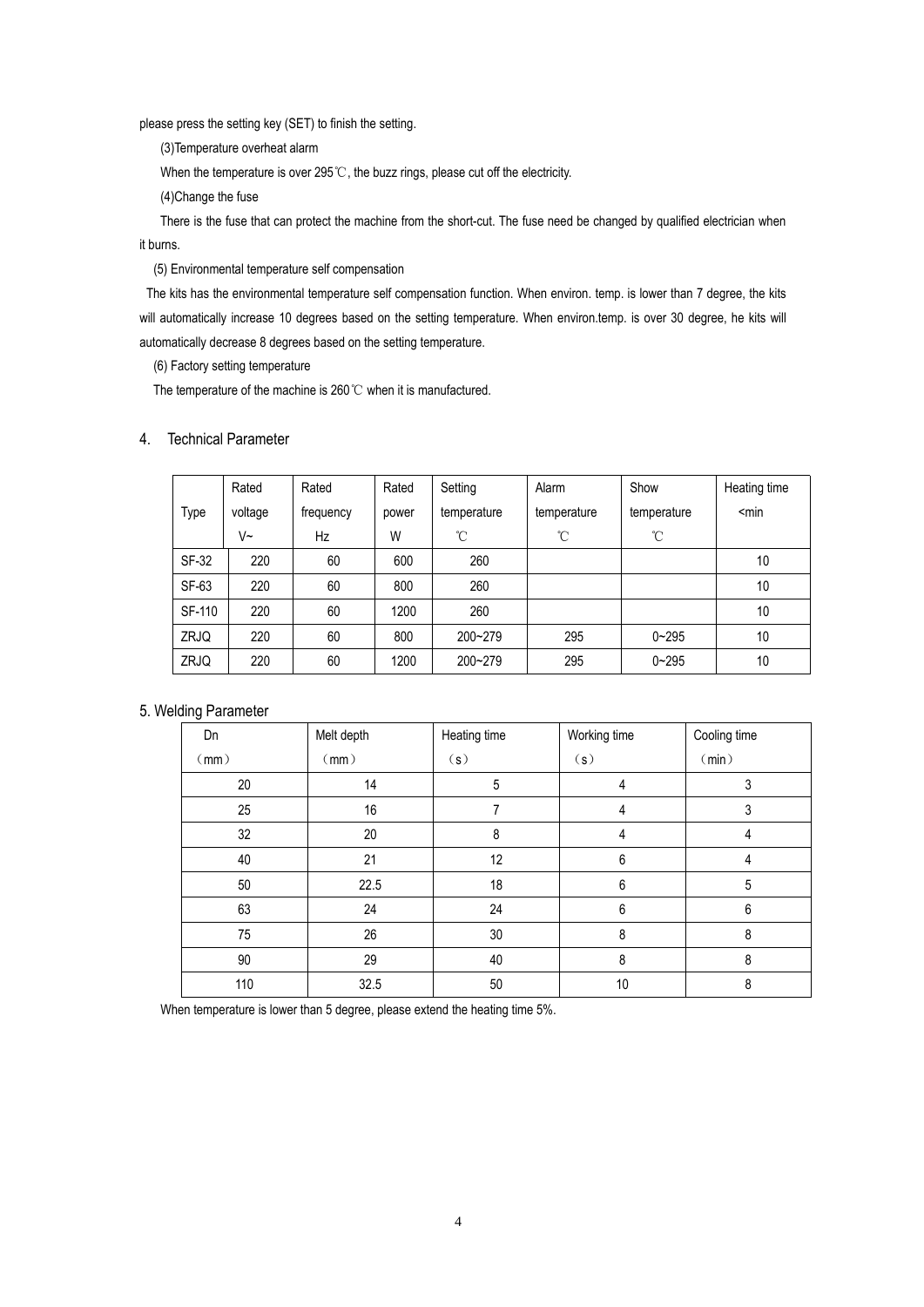please press the setting key (SET) to finish the setting.

(3)Temperature overheat alarm

When the temperature is over 295℃, the buzz rings, please cut off the electricity.

(4)Change the fuse

There is the fuse that can protect the machine from the short-cut. The fuse need be changed by qualified electrician when it burns.

(5) Environmental temperature self compensation

The kits has the environmental temperature self compensation function. When environ. temp. is lower than 7 degree, the kits will automatically increase 10 degrees based on the setting temperature. When environ.temp. is over 30 degree, he kits will automatically decrease 8 degrees based on the setting temperature.

(6) Factory setting temperature

The temperature of the machine is 260℃ when it is manufactured.

## 4. Technical Parameter

| Type | Rated voltage V~ | Rated frequency Hz | Rated power W | Setting temperature ℃ | Alarm temperature ℃ | Show temperature ℃ | Heating time <min |
|---|---|---|---|---|---|---|---|
| SF-32 | 220 | 60 | 600 | 260 | | | 10 |
| SF-63 | 220 | 60 | 800 | 260 | | | 10 |
| SF-110 | 220 | 60 | 1200 | 260 | | | 10 |
| ZRJQ | 220 | 60 | 800 | 200~279 | 295 | 0~295 | 10 |
| ZRJQ | 220 | 60 | 1200 | 200~279 | 295 | 0~295 | 10 |

## 5. Welding Parameter

| Dn （mm） | Melt depth （mm） | Heating time （s） | Working time （s） | Cooling time （min） |
|---|---|---|---|---|
| 20 | 14 | 5 | 4 | 3 |
| 25 | 16 | 7 | 4 | 3 |
| 32 | 20 | 8 | 4 | 4 |
| 40 | 21 | 12 | 6 | 4 |
| 50 | 22.5 | 18 | 6 | 5 |
| 63 | 24 | 24 | 6 | 6 |
| 75 | 26 | 30 | 8 | 8 |
| 90 | 29 | 40 | 8 | 8 |
| 110 | 32.5 | 50 | 10 | 8 |

When temperature is lower than 5 degree, please extend the heating time 5%.